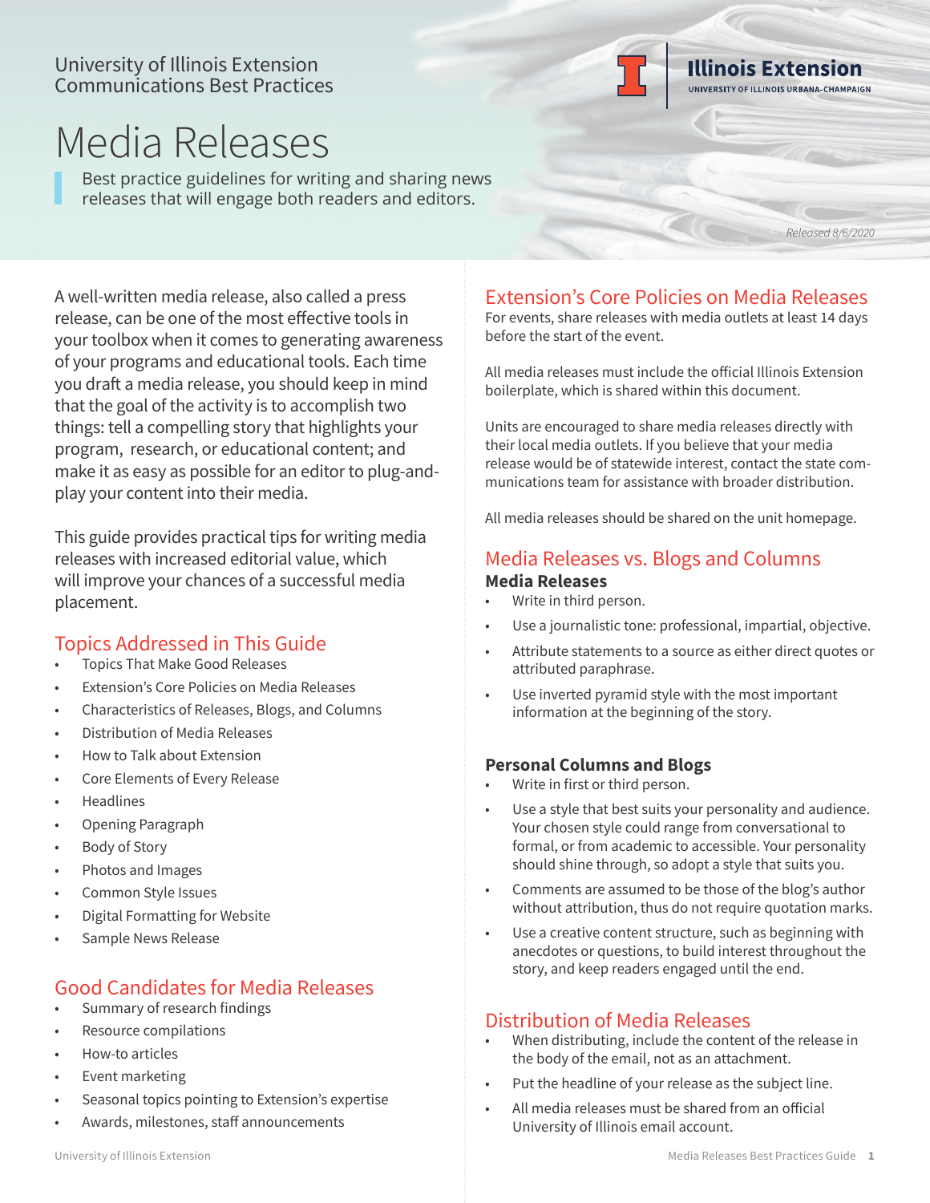University of Illinois Extension
Communications Best Practices

Illinois Extension
UNIVERSITY OF ILLINOIS URBANA-CHAMPAIGN

# Media Releases

Best practice guidelines for writing and sharing news releases that will engage both readers and editors.

*Released 8/6/2020*

A well-written media release, also called a press release, can be one of the most effective tools in your toolbox when it comes to generating awareness of your programs and educational tools. Each time you draft a media release, you should keep in mind that the goal of the activity is to accomplish two things: tell a compelling story that highlights your program, research, or educational content; and make it as easy as possible for an editor to plug-and-play your content into their media.

This guide provides practical tips for writing media releases with increased editorial value, which will improve your chances of a successful media placement.

## Topics Addressed in This Guide

- Topics That Make Good Releases
- Extension's Core Policies on Media Releases
- Characteristics of Releases, Blogs, and Columns
- Distribution of Media Releases
- How to Talk about Extension
- Core Elements of Every Release
- Headlines
- Opening Paragraph
- Body of Story
- Photos and Images
- Common Style Issues
- Digital Formatting for Website
- Sample News Release

## Good Candidates for Media Releases

- Summary of research findings
- Resource compilations
- How-to articles
- Event marketing
- Seasonal topics pointing to Extension's expertise
- Awards, milestones, staff announcements

## Extension's Core Policies on Media Releases

For events, share releases with media outlets at least 14 days before the start of the event.

All media releases must include the official Illinois Extension boilerplate, which is shared within this document.

Units are encouraged to share media releases directly with their local media outlets. If you believe that your media release would be of statewide interest, contact the state communications team for assistance with broader distribution.

All media releases should be shared on the unit homepage.

## Media Releases vs. Blogs and Columns

### Media Releases

- Write in third person.
- Use a journalistic tone: professional, impartial, objective.
- Attribute statements to a source as either direct quotes or attributed paraphrase.
- Use inverted pyramid style with the most important information at the beginning of the story.

### Personal Columns and Blogs

- Write in first or third person.
- Use a style that best suits your personality and audience. Your chosen style could range from conversational to formal, or from academic to accessible. Your personality should shine through, so adopt a style that suits you.
- Comments are assumed to be those of the blog's author without attribution, thus do not require quotation marks.
- Use a creative content structure, such as beginning with anecdotes or questions, to build interest throughout the story, and keep readers engaged until the end.

## Distribution of Media Releases

- When distributing, include the content of the release in the body of the email, not as an attachment.
- Put the headline of your release as the subject line.
- All media releases must be shared from an official University of Illinois email account.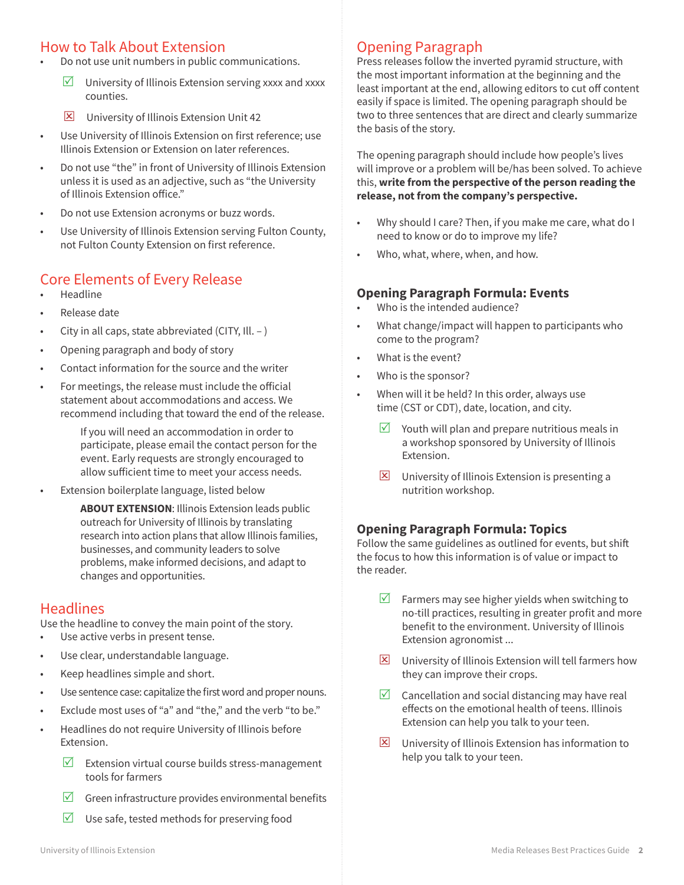## How to Talk About Extension

- Do not use unit numbers in public communications.
  - ☑ University of Illinois Extension serving xxxx and xxxx counties.
  - ☒ University of Illinois Extension Unit 42
- Use University of Illinois Extension on first reference; use Illinois Extension or Extension on later references.
- Do not use "the" in front of University of Illinois Extension unless it is used as an adjective, such as "the University of Illinois Extension office."
- Do not use Extension acronyms or buzz words.
- Use University of Illinois Extension serving Fulton County, not Fulton County Extension on first reference.

## Core Elements of Every Release

- Headline
- Release date
- City in all caps, state abbreviated (CITY, Ill. – )
- Opening paragraph and body of story
- Contact information for the source and the writer
- For meetings, the release must include the official statement about accommodations and access. We recommend including that toward the end of the release.

  If you will need an accommodation in order to participate, please email the contact person for the event. Early requests are strongly encouraged to allow sufficient time to meet your access needs.

- Extension boilerplate language, listed below

  **ABOUT EXTENSION**: Illinois Extension leads public outreach for University of Illinois by translating research into action plans that allow Illinois families, businesses, and community leaders to solve problems, make informed decisions, and adapt to changes and opportunities.

## Headlines

Use the headline to convey the main point of the story.

- Use active verbs in present tense.
- Use clear, understandable language.
- Keep headlines simple and short.
- Use sentence case: capitalize the first word and proper nouns.
- Exclude most uses of "a" and "the," and the verb "to be."
- Headlines do not require University of Illinois before Extension.
  - ☑ Extension virtual course builds stress-management tools for farmers
  - ☑ Green infrastructure provides environmental benefits
  - ☑ Use safe, tested methods for preserving food

## Opening Paragraph

Press releases follow the inverted pyramid structure, with the most important information at the beginning and the least important at the end, allowing editors to cut off content easily if space is limited. The opening paragraph should be two to three sentences that are direct and clearly summarize the basis of the story.

The opening paragraph should include how people's lives will improve or a problem will be/has been solved. To achieve this, **write from the perspective of the person reading the release, not from the company's perspective.**

- Why should I care? Then, if you make me care, what do I need to know or do to improve my life?
- Who, what, where, when, and how.

### Opening Paragraph Formula: Events

- Who is the intended audience?
- What change/impact will happen to participants who come to the program?
- What is the event?
- Who is the sponsor?
- When will it be held? In this order, always use time (CST or CDT), date, location, and city.
  - ☑ Youth will plan and prepare nutritious meals in a workshop sponsored by University of Illinois Extension.
  - ☒ University of Illinois Extension is presenting a nutrition workshop.

### Opening Paragraph Formula: Topics

Follow the same guidelines as outlined for events, but shift the focus to how this information is of value or impact to the reader.

- ☑ Farmers may see higher yields when switching to no-till practices, resulting in greater profit and more benefit to the environment. University of Illinois Extension agronomist ...
- ☒ University of Illinois Extension will tell farmers how they can improve their crops.
- ☑ Cancellation and social distancing may have real effects on the emotional health of teens. Illinois Extension can help you talk to your teen.
- ☒ University of Illinois Extension has information to help you talk to your teen.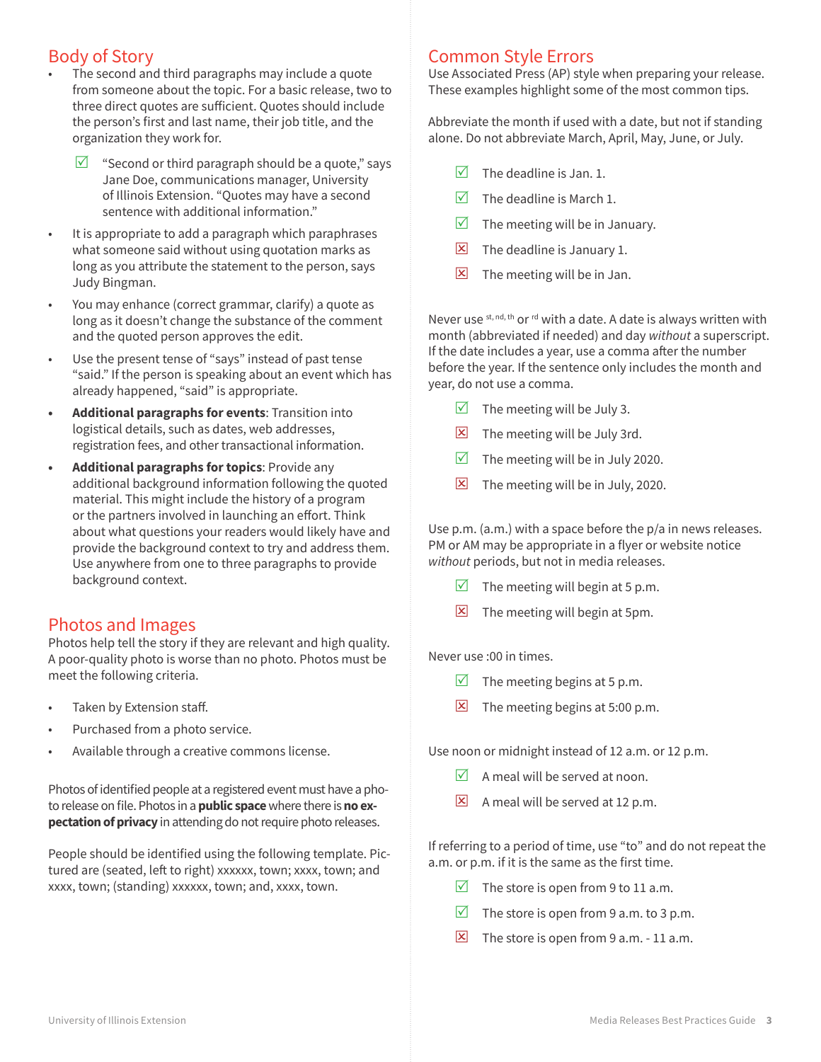## Body of Story

- The second and third paragraphs may include a quote from someone about the topic. For a basic release, two to three direct quotes are sufficient. Quotes should include the person's first and last name, their job title, and the organization they work for.

  ☑ "Second or third paragraph should be a quote," says Jane Doe, communications manager, University of Illinois Extension. "Quotes may have a second sentence with additional information."

- It is appropriate to add a paragraph which paraphrases what someone said without using quotation marks as long as you attribute the statement to the person, says Judy Bingman.
- You may enhance (correct grammar, clarify) a quote as long as it doesn't change the substance of the comment and the quoted person approves the edit.
- Use the present tense of "says" instead of past tense "said." If the person is speaking about an event which has already happened, "said" is appropriate.
- **Additional paragraphs for events**: Transition into logistical details, such as dates, web addresses, registration fees, and other transactional information.
- **Additional paragraphs for topics**: Provide any additional background information following the quoted material. This might include the history of a program or the partners involved in launching an effort. Think about what questions your readers would likely have and provide the background context to try and address them. Use anywhere from one to three paragraphs to provide background context.

## Photos and Images

Photos help tell the story if they are relevant and high quality. A poor-quality photo is worse than no photo. Photos must be meet the following criteria.

- Taken by Extension staff.
- Purchased from a photo service.
- Available through a creative commons license.

Photos of identified people at a registered event must have a photo release on file. Photos in a **public space** where there is **no expectation of privacy** in attending do not require photo releases.

People should be identified using the following template. Pictured are (seated, left to right) xxxxxx, town; xxxx, town; and xxxx, town; (standing) xxxxxx, town; and, xxxx, town.

## Common Style Errors

Use Associated Press (AP) style when preparing your release. These examples highlight some of the most common tips.

Abbreviate the month if used with a date, but not if standing alone. Do not abbreviate March, April, May, June, or July.

- ☑ The deadline is Jan. 1.
- ☑ The deadline is March 1.
- ☑ The meeting will be in January.
- ☒ The deadline is January 1.
- ☒ The meeting will be in Jan.

Never use st, nd, th or rd with a date. A date is always written with month (abbreviated if needed) and day *without* a superscript. If the date includes a year, use a comma after the number before the year. If the sentence only includes the month and year, do not use a comma.

- ☑ The meeting will be July 3.
- ☒ The meeting will be July 3rd.
- ☑ The meeting will be in July 2020.
- ☒ The meeting will be in July, 2020.

Use p.m. (a.m.) with a space before the p/a in news releases. PM or AM may be appropriate in a flyer or website notice *without* periods, but not in media releases.

- ☑ The meeting will begin at 5 p.m.
- ☒ The meeting will begin at 5pm.

Never use :00 in times.

- ☑ The meeting begins at 5 p.m.
- ☒ The meeting begins at 5:00 p.m.

Use noon or midnight instead of 12 a.m. or 12 p.m.

- ☑ A meal will be served at noon.
- ☒ A meal will be served at 12 p.m.

If referring to a period of time, use "to" and do not repeat the a.m. or p.m. if it is the same as the first time.

- ☑ The store is open from 9 to 11 a.m.
- ☑ The store is open from 9 a.m. to 3 p.m.
- ☒ The store is open from 9 a.m. - 11 a.m.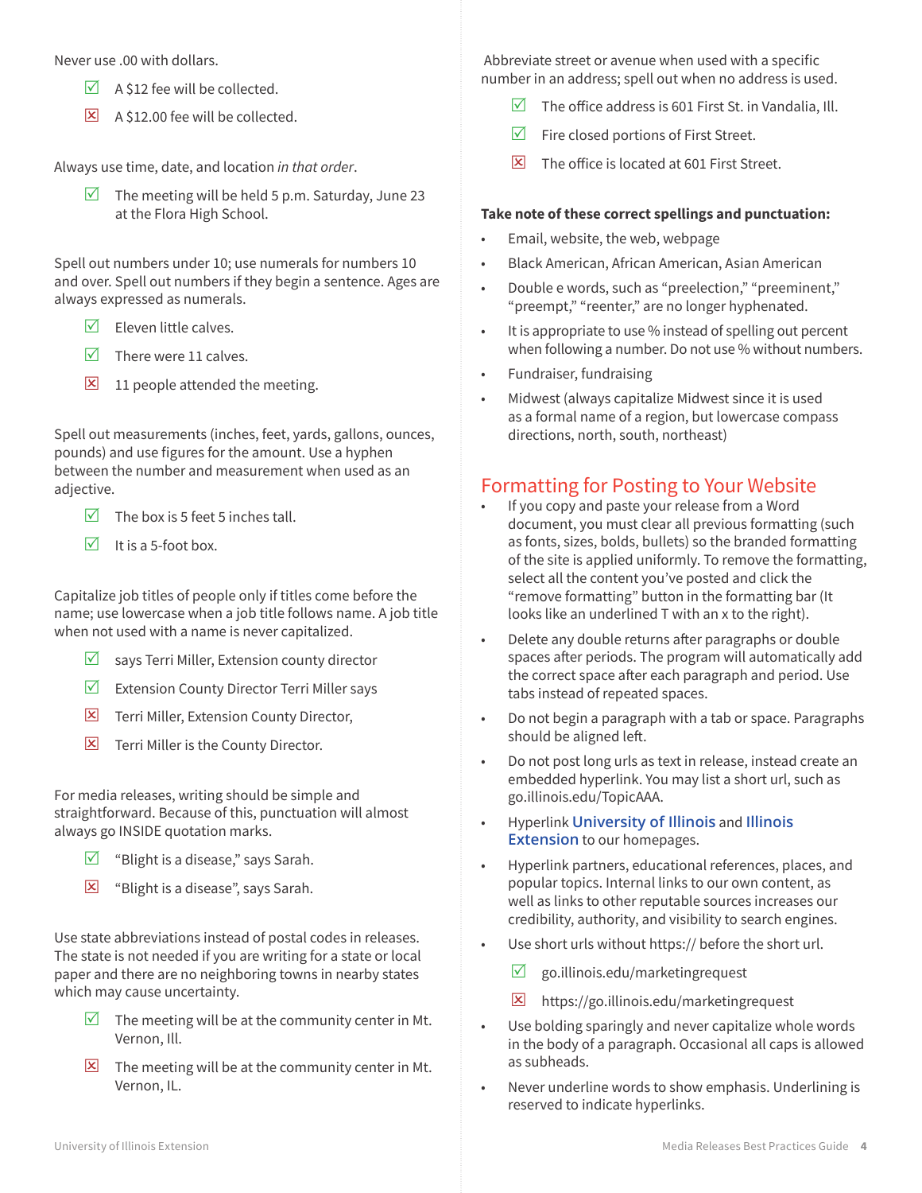Never use .00 with dollars.

- ☑ A $12 fee will be collected.
- ☒ A $12.00 fee will be collected.

Always use time, date, and location *in that order*.

- ☑ The meeting will be held 5 p.m. Saturday, June 23 at the Flora High School.

Spell out numbers under 10; use numerals for numbers 10 and over. Spell out numbers if they begin a sentence. Ages are always expressed as numerals.

- ☑ Eleven little calves.
- ☑ There were 11 calves.
- ☒ 11 people attended the meeting.

Spell out measurements (inches, feet, yards, gallons, ounces, pounds) and use figures for the amount. Use a hyphen between the number and measurement when used as an adjective.

- ☑ The box is 5 feet 5 inches tall.
- ☑ It is a 5-foot box.

Capitalize job titles of people only if titles come before the name; use lowercase when a job title follows name. A job title when not used with a name is never capitalized.

- ☑ says Terri Miller, Extension county director
- ☑ Extension County Director Terri Miller says
- ☒ Terri Miller, Extension County Director,
- ☒ Terri Miller is the County Director.

For media releases, writing should be simple and straightforward. Because of this, punctuation will almost always go INSIDE quotation marks.

- ☑ "Blight is a disease," says Sarah.
- ☒ "Blight is a disease", says Sarah.

Use state abbreviations instead of postal codes in releases. The state is not needed if you are writing for a state or local paper and there are no neighboring towns in nearby states which may cause uncertainty.

- ☑ The meeting will be at the community center in Mt. Vernon, Ill.
- ☒ The meeting will be at the community center in Mt. Vernon, IL.

Abbreviate street or avenue when used with a specific number in an address; spell out when no address is used.

- ☑ The office address is 601 First St. in Vandalia, Ill.
- ☑ Fire closed portions of First Street.
- ☒ The office is located at 601 First Street.

**Take note of these correct spellings and punctuation:**

- Email, website, the web, webpage
- Black American, African American, Asian American
- Double e words, such as "preelection," "preeminent," "preempt," "reenter," are no longer hyphenated.
- It is appropriate to use % instead of spelling out percent when following a number. Do not use % without numbers.
- Fundraiser, fundraising
- Midwest (always capitalize Midwest since it is used as a formal name of a region, but lowercase compass directions, north, south, northeast)

## Formatting for Posting to Your Website

- If you copy and paste your release from a Word document, you must clear all previous formatting (such as fonts, sizes, bolds, bullets) so the branded formatting of the site is applied uniformly. To remove the formatting, select all the content you've posted and click the "remove formatting" button in the formatting bar (It looks like an underlined T with an x to the right).
- Delete any double returns after paragraphs or double spaces after periods. The program will automatically add the correct space after each paragraph and period. Use tabs instead of repeated spaces.
- Do not begin a paragraph with a tab or space. Paragraphs should be aligned left.
- Do not post long urls as text in release, instead create an embedded hyperlink. You may list a short url, such as go.illinois.edu/TopicAAA.
- Hyperlink **University of Illinois** and **Illinois Extension** to our homepages.
- Hyperlink partners, educational references, places, and popular topics. Internal links to our own content, as well as links to other reputable sources increases our credibility, authority, and visibility to search engines.
- Use short urls without https:// before the short url.
  - ☑ go.illinois.edu/marketingrequest
  - ☒ https://go.illinois.edu/marketingrequest
- Use bolding sparingly and never capitalize whole words in the body of a paragraph. Occasional all caps is allowed as subheads.
- Never underline words to show emphasis. Underlining is reserved to indicate hyperlinks.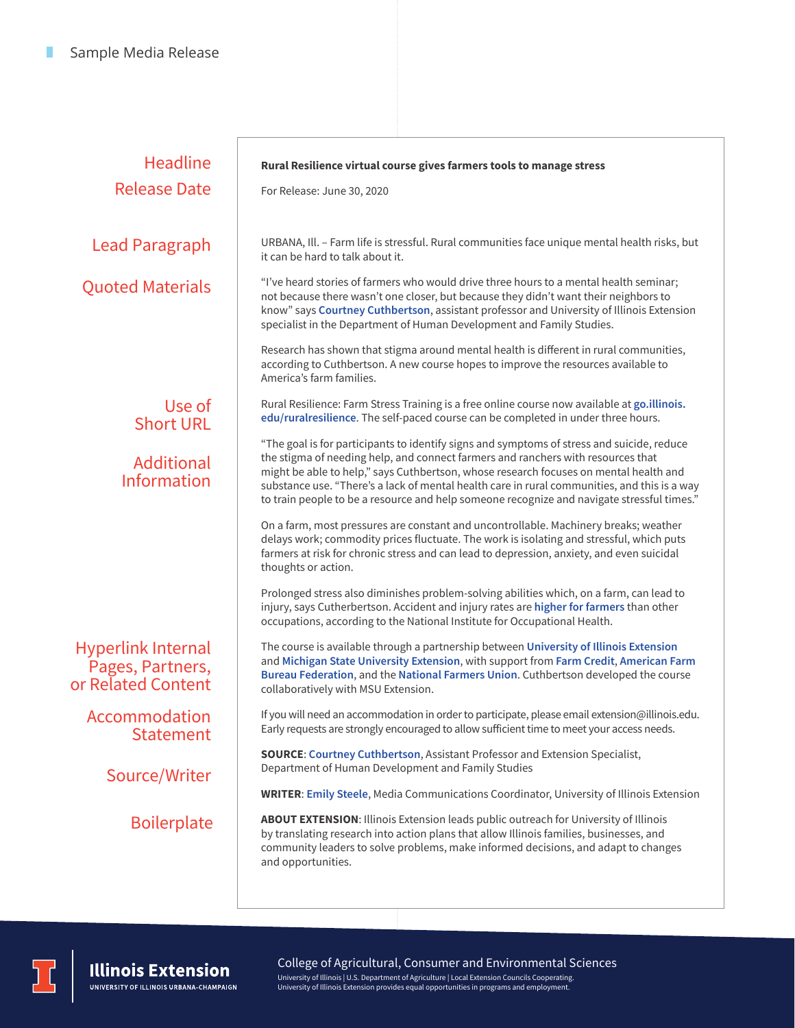## Sample Media Release

| | |
|---|---|
| Headline | **Rural Resilience virtual course gives farmers tools to manage stress** |
| Release Date | For Release: June 30, 2020 |
| Lead Paragraph | URBANA, Ill. – Farm life is stressful. Rural communities face unique mental health risks, but it can be hard to talk about it. |
| Quoted Materials | "I've heard stories of farmers who would drive three hours to a mental health seminar; not because there wasn't one closer, but because they didn't want their neighbors to know" says **Courtney Cuthbertson**, assistant professor and University of Illinois Extension specialist in the Department of Human Development and Family Studies. |
| | Research has shown that stigma around mental health is different in rural communities, according to Cuthbertson. A new course hopes to improve the resources available to America's farm families. |
| Use of Short URL | Rural Resilience: Farm Stress Training is a free online course now available at **go.illinois.edu/ruralresilience**. The self-paced course can be completed in under three hours. |
| Additional Information | "The goal is for participants to identify signs and symptoms of stress and suicide, reduce the stigma of needing help, and connect farmers and ranchers with resources that might be able to help," says Cuthbertson, whose research focuses on mental health and substance use. "There's a lack of mental health care in rural communities, and this is a way to train people to be a resource and help someone recognize and navigate stressful times." |
| | On a farm, most pressures are constant and uncontrollable. Machinery breaks; weather delays work; commodity prices fluctuate. The work is isolating and stressful, which puts farmers at risk for chronic stress and can lead to depression, anxiety, and even suicidal thoughts or action. |
| | Prolonged stress also diminishes problem-solving abilities which, on a farm, can lead to injury, says Cutherbertson. Accident and injury rates are **higher for farmers** than other occupations, according to the National Institute for Occupational Health. |
| Hyperlink Internal Pages, Partners, or Related Content | The course is available through a partnership between **University of Illinois Extension** and **Michigan State University Extension**, with support from **Farm Credit**, **American Farm Bureau Federation**, and the **National Farmers Union**. Cuthbertson developed the course collaboratively with MSU Extension. |
| Accommodation Statement | If you will need an accommodation in order to participate, please email extension@illinois.edu. Early requests are strongly encouraged to allow sufficient time to meet your access needs. |
| Source/Writer | **SOURCE**: **Courtney Cuthbertson**, Assistant Professor and Extension Specialist, Department of Human Development and Family Studies |
| | **WRITER**: **Emily Steele**, Media Communications Coordinator, University of Illinois Extension |
| Boilerplate | **ABOUT EXTENSION**: Illinois Extension leads public outreach for University of Illinois by translating research into action plans that allow Illinois families, businesses, and community leaders to solve problems, make informed decisions, and adapt to changes and opportunities. |

**Illinois Extension**
UNIVERSITY OF ILLINOIS URBANA-CHAMPAIGN

College of Agricultural, Consumer and Environmental Sciences
University of Illinois | U.S. Department of Agriculture | Local Extension Councils Cooperating.
University of Illinois Extension provides equal opportunities in programs and employment.